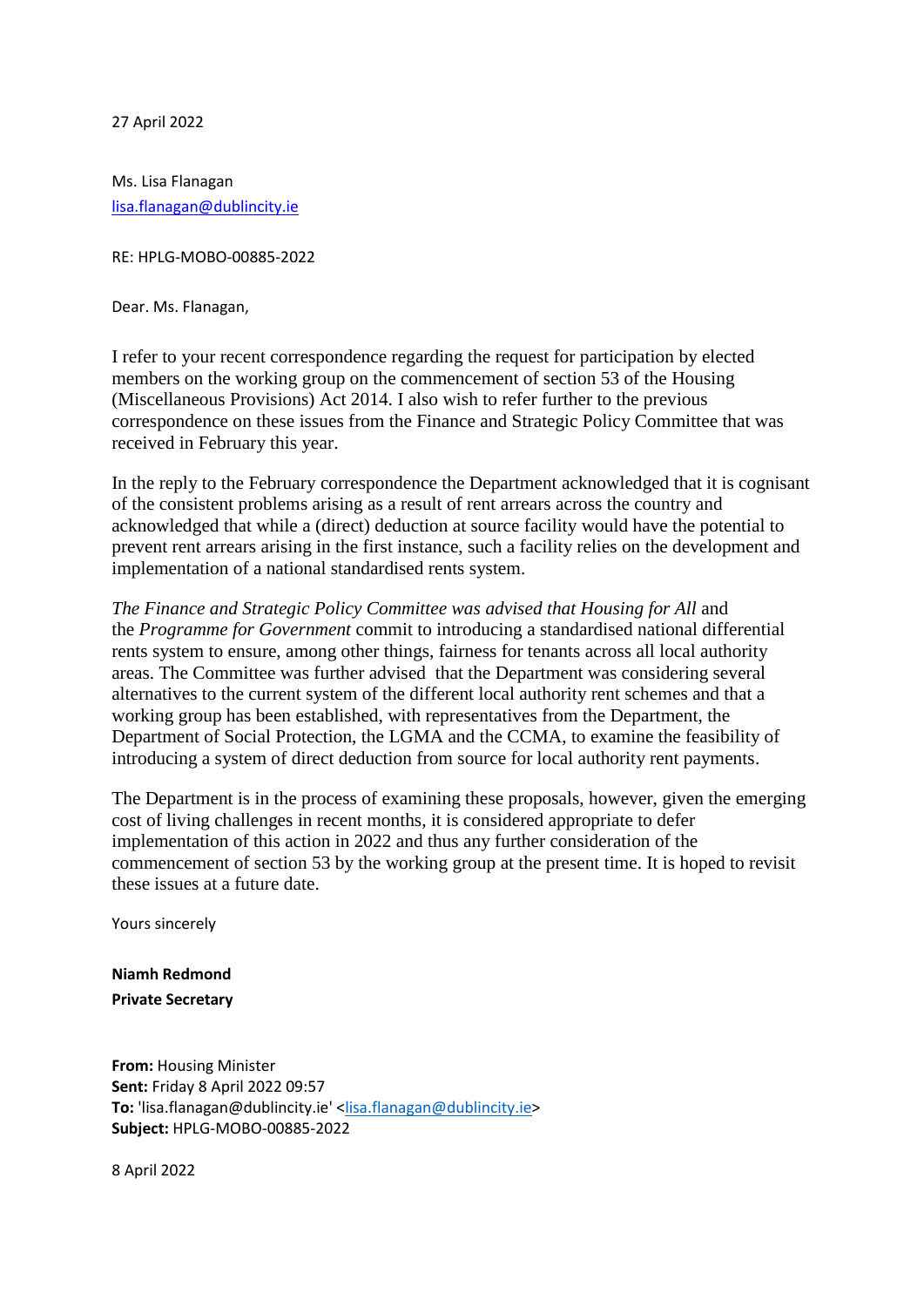27 April 2022

Ms. Lisa Flanagan
lisa.flanagan@dublincity.ie

RE: HPLG-MOBO-00885-2022

Dear. Ms. Flanagan,

I refer to your recent correspondence regarding the request for participation by elected members on the working group on the commencement of section 53 of the Housing (Miscellaneous Provisions) Act 2014. I also wish to refer further to the previous correspondence on these issues from the Finance and Strategic Policy Committee that was received in February this year.

In the reply to the February correspondence the Department acknowledged that it is cognisant of the consistent problems arising as a result of rent arrears across the country and acknowledged that while a (direct) deduction at source facility would have the potential to prevent rent arrears arising in the first instance, such a facility relies on the development and implementation of a national standardised rents system.

*The Finance and Strategic Policy Committee was advised that Housing for All* and the *Programme for Government* commit to introducing a standardised national differential rents system to ensure, among other things, fairness for tenants across all local authority areas. The Committee was further advised that the Department was considering several alternatives to the current system of the different local authority rent schemes and that a working group has been established, with representatives from the Department, the Department of Social Protection, the LGMA and the CCMA, to examine the feasibility of introducing a system of direct deduction from source for local authority rent payments.

The Department is in the process of examining these proposals, however, given the emerging cost of living challenges in recent months, it is considered appropriate to defer implementation of this action in 2022 and thus any further consideration of the commencement of section 53 by the working group at the present time. It is hoped to revisit these issues at a future date.

Yours sincerely

**Niamh Redmond**
**Private Secretary**

**From:** Housing Minister
**Sent:** Friday 8 April 2022 09:57
**To:** 'lisa.flanagan@dublincity.ie' <lisa.flanagan@dublincity.ie>
**Subject:** HPLG-MOBO-00885-2022

8 April 2022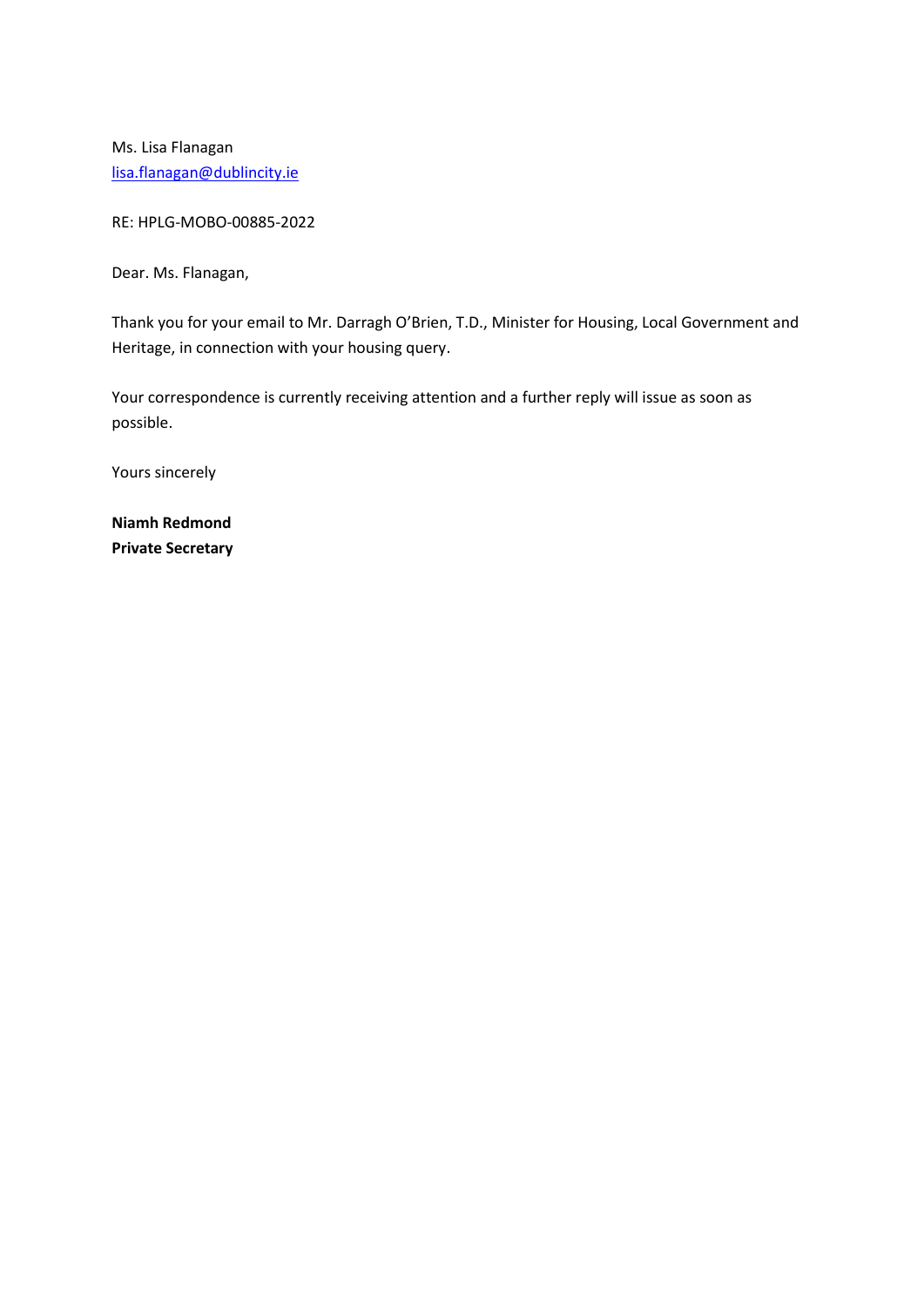Ms. Lisa Flanagan
lisa.flanagan@dublincity.ie

RE: HPLG-MOBO-00885-2022

Dear. Ms. Flanagan,

Thank you for your email to Mr. Darragh O'Brien, T.D., Minister for Housing, Local Government and Heritage, in connection with your housing query.

Your correspondence is currently receiving attention and a further reply will issue as soon as possible.

Yours sincerely

**Niamh Redmond**
**Private Secretary**